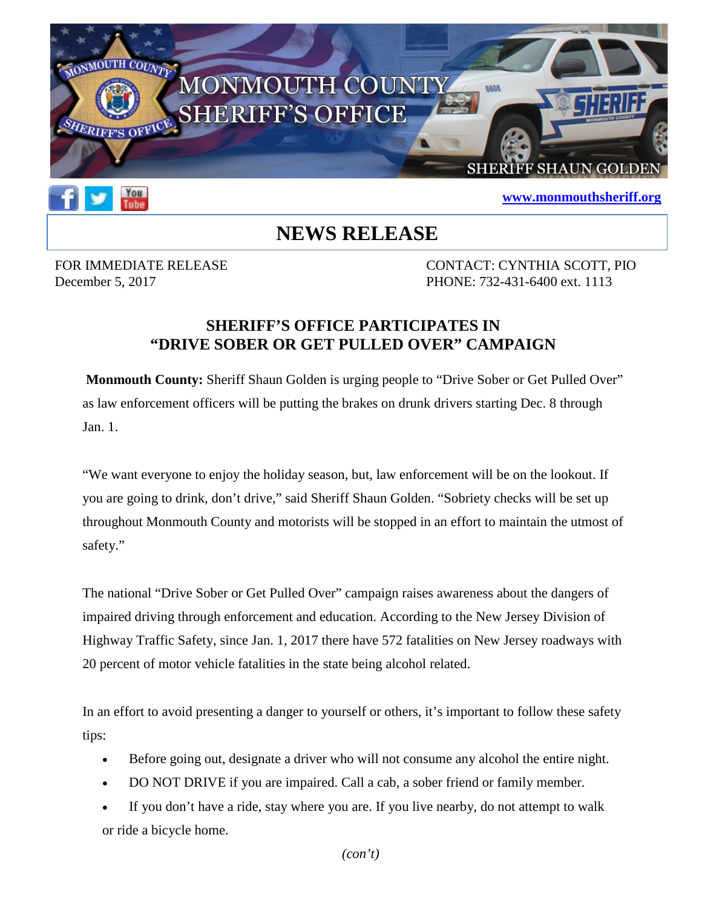MONMOUTH COUNTY SHERIFF'S OFFICE

SHERIFF SHAUN GOLDEN

www.monmouthsheriff.org

# NEWS RELEASE

FOR IMMEDIATE RELEASE
December 5, 2017

CONTACT: CYNTHIA SCOTT, PIO
PHONE: 732-431-6400 ext. 1113

## SHERIFF'S OFFICE PARTICIPATES IN "DRIVE SOBER OR GET PULLED OVER" CAMPAIGN

**Monmouth County:** Sheriff Shaun Golden is urging people to "Drive Sober or Get Pulled Over" as law enforcement officers will be putting the brakes on drunk drivers starting Dec. 8 through Jan. 1.

"We want everyone to enjoy the holiday season, but, law enforcement will be on the lookout. If you are going to drink, don't drive," said Sheriff Shaun Golden. "Sobriety checks will be set up throughout Monmouth County and motorists will be stopped in an effort to maintain the utmost of safety."

The national "Drive Sober or Get Pulled Over" campaign raises awareness about the dangers of impaired driving through enforcement and education. According to the New Jersey Division of Highway Traffic Safety, since Jan. 1, 2017 there have 572 fatalities on New Jersey roadways with 20 percent of motor vehicle fatalities in the state being alcohol related.

In an effort to avoid presenting a danger to yourself or others, it's important to follow these safety tips:

- Before going out, designate a driver who will not consume any alcohol the entire night.
- DO NOT DRIVE if you are impaired. Call a cab, a sober friend or family member.
- If you don't have a ride, stay where you are. If you live nearby, do not attempt to walk or ride a bicycle home.

*(con't)*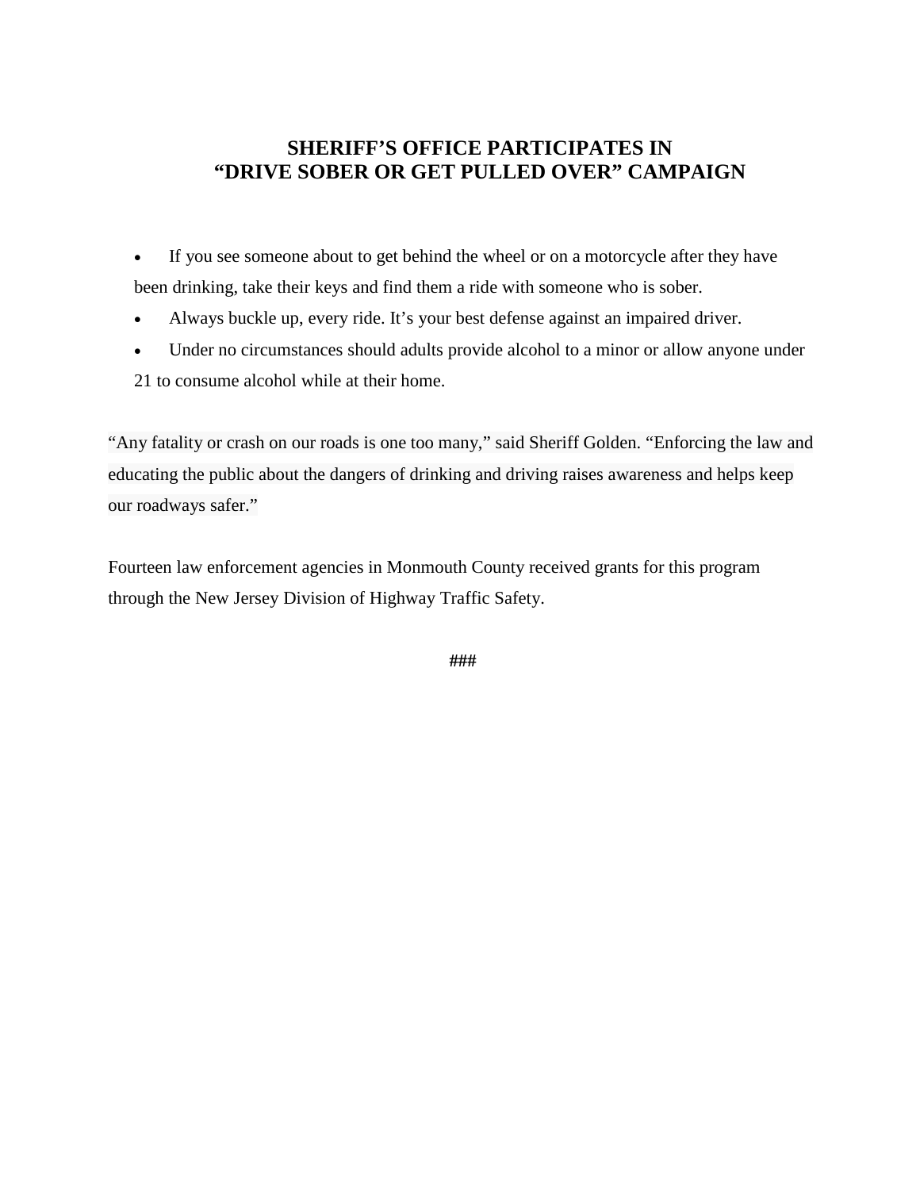## SHERIFF'S OFFICE PARTICIPATES IN "DRIVE SOBER OR GET PULLED OVER" CAMPAIGN

- If you see someone about to get behind the wheel or on a motorcycle after they have been drinking, take their keys and find them a ride with someone who is sober.
- Always buckle up, every ride. It's your best defense against an impaired driver.
- Under no circumstances should adults provide alcohol to a minor or allow anyone under 21 to consume alcohol while at their home.

"Any fatality or crash on our roads is one too many," said Sheriff Golden. "Enforcing the law and educating the public about the dangers of drinking and driving raises awareness and helps keep our roadways safer."

Fourteen law enforcement agencies in Monmouth County received grants for this program through the New Jersey Division of Highway Traffic Safety.

**###**